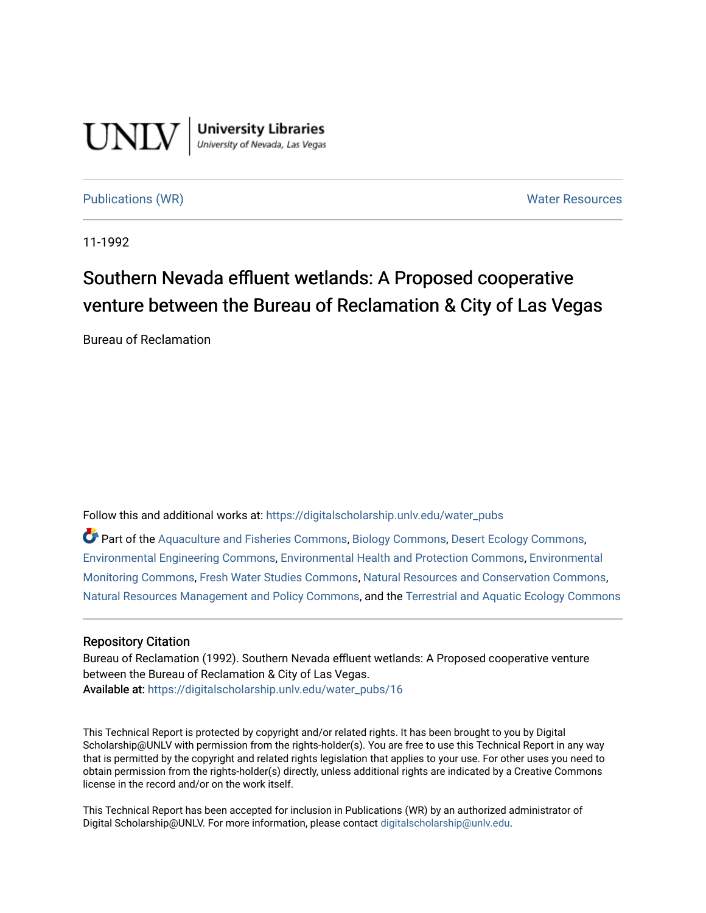UNLV | University Libraries
University of Nevada, Las Vegas

Publications (WR) Water Resources

11-1992

# Southern Nevada effluent wetlands: A Proposed cooperative venture between the Bureau of Reclamation & City of Las Vegas

Bureau of Reclamation

Follow this and additional works at: https://digitalscholarship.unlv.edu/water_pubs

Part of the Aquaculture and Fisheries Commons, Biology Commons, Desert Ecology Commons, Environmental Engineering Commons, Environmental Health and Protection Commons, Environmental Monitoring Commons, Fresh Water Studies Commons, Natural Resources and Conservation Commons, Natural Resources Management and Policy Commons, and the Terrestrial and Aquatic Ecology Commons

## Repository Citation

Bureau of Reclamation (1992). Southern Nevada effluent wetlands: A Proposed cooperative venture between the Bureau of Reclamation & City of Las Vegas.
Available at: https://digitalscholarship.unlv.edu/water_pubs/16

This Technical Report is protected by copyright and/or related rights. It has been brought to you by Digital Scholarship@UNLV with permission from the rights-holder(s). You are free to use this Technical Report in any way that is permitted by the copyright and related rights legislation that applies to your use. For other uses you need to obtain permission from the rights-holder(s) directly, unless additional rights are indicated by a Creative Commons license in the record and/or on the work itself.

This Technical Report has been accepted for inclusion in Publications (WR) by an authorized administrator of Digital Scholarship@UNLV. For more information, please contact digitalscholarship@unlv.edu.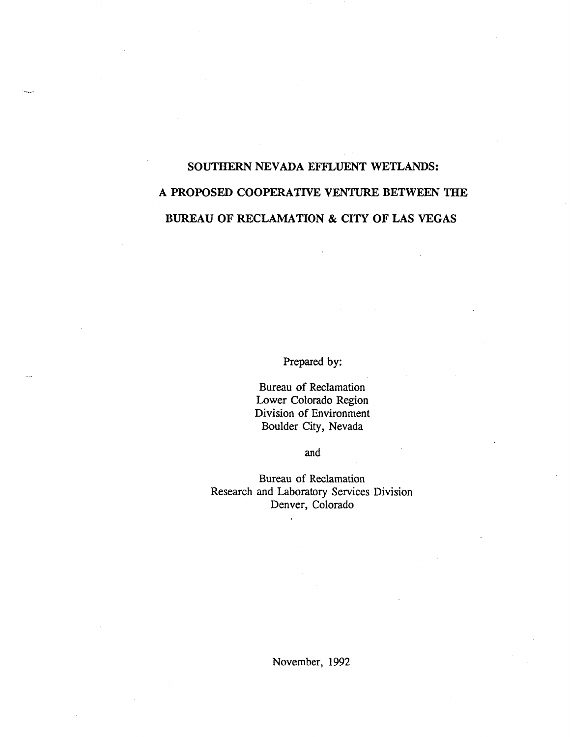# SOUTHERN NEVADA EFFLUENT WETLANDS:

# A PROPOSED COOPERATIVE VENTURE BETWEEN THE

# BUREAU OF RECLAMATION & CITY OF LAS VEGAS

Prepared by:

Bureau of Reclamation
Lower Colorado Region
Division of Environment
Boulder City, Nevada

and

Bureau of Reclamation
Research and Laboratory Services Division
Denver, Colorado

November, 1992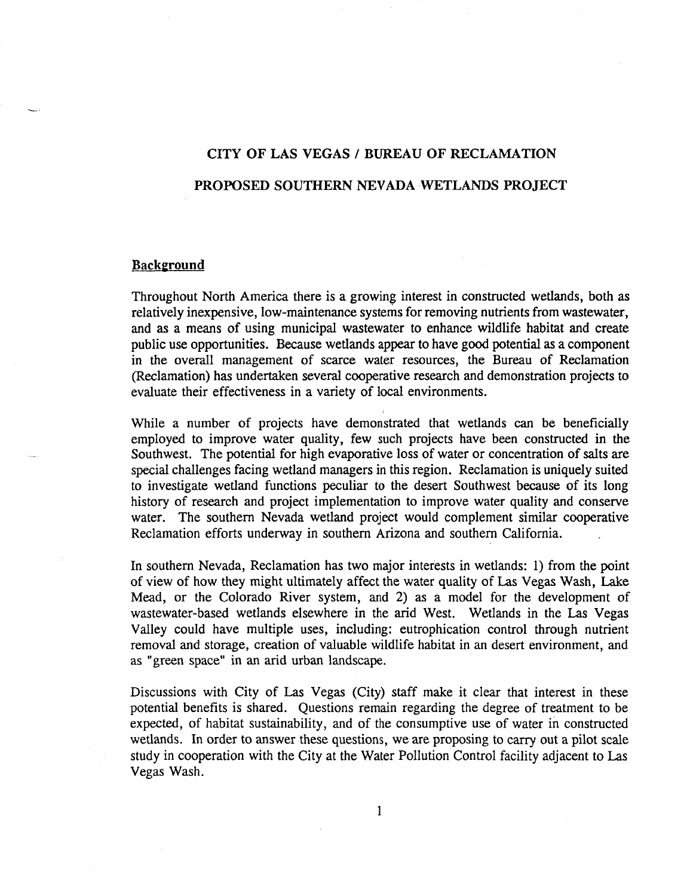# CITY OF LAS VEGAS / BUREAU OF RECLAMATION

# PROPOSED SOUTHERN NEVADA WETLANDS PROJECT

## Background

Throughout North America there is a growing interest in constructed wetlands, both as relatively inexpensive, low-maintenance systems for removing nutrients from wastewater, and as a means of using municipal wastewater to enhance wildlife habitat and create public use opportunities. Because wetlands appear to have good potential as a component in the overall management of scarce water resources, the Bureau of Reclamation (Reclamation) has undertaken several cooperative research and demonstration projects to evaluate their effectiveness in a variety of local environments.

While a number of projects have demonstrated that wetlands can be beneficially employed to improve water quality, few such projects have been constructed in the Southwest. The potential for high evaporative loss of water or concentration of salts are special challenges facing wetland managers in this region. Reclamation is uniquely suited to investigate wetland functions peculiar to the desert Southwest because of its long history of research and project implementation to improve water quality and conserve water. The southern Nevada wetland project would complement similar cooperative Reclamation efforts underway in southern Arizona and southern California.

In southern Nevada, Reclamation has two major interests in wetlands: 1) from the point of view of how they might ultimately affect the water quality of Las Vegas Wash, Lake Mead, or the Colorado River system, and 2) as a model for the development of wastewater-based wetlands elsewhere in the arid West. Wetlands in the Las Vegas Valley could have multiple uses, including: eutrophication control through nutrient removal and storage, creation of valuable wildlife habitat in an desert environment, and as "green space" in an arid urban landscape.

Discussions with City of Las Vegas (City) staff make it clear that interest in these potential benefits is shared. Questions remain regarding the degree of treatment to be expected, of habitat sustainability, and of the consumptive use of water in constructed wetlands. In order to answer these questions, we are proposing to carry out a pilot scale study in cooperation with the City at the Water Pollution Control facility adjacent to Las Vegas Wash.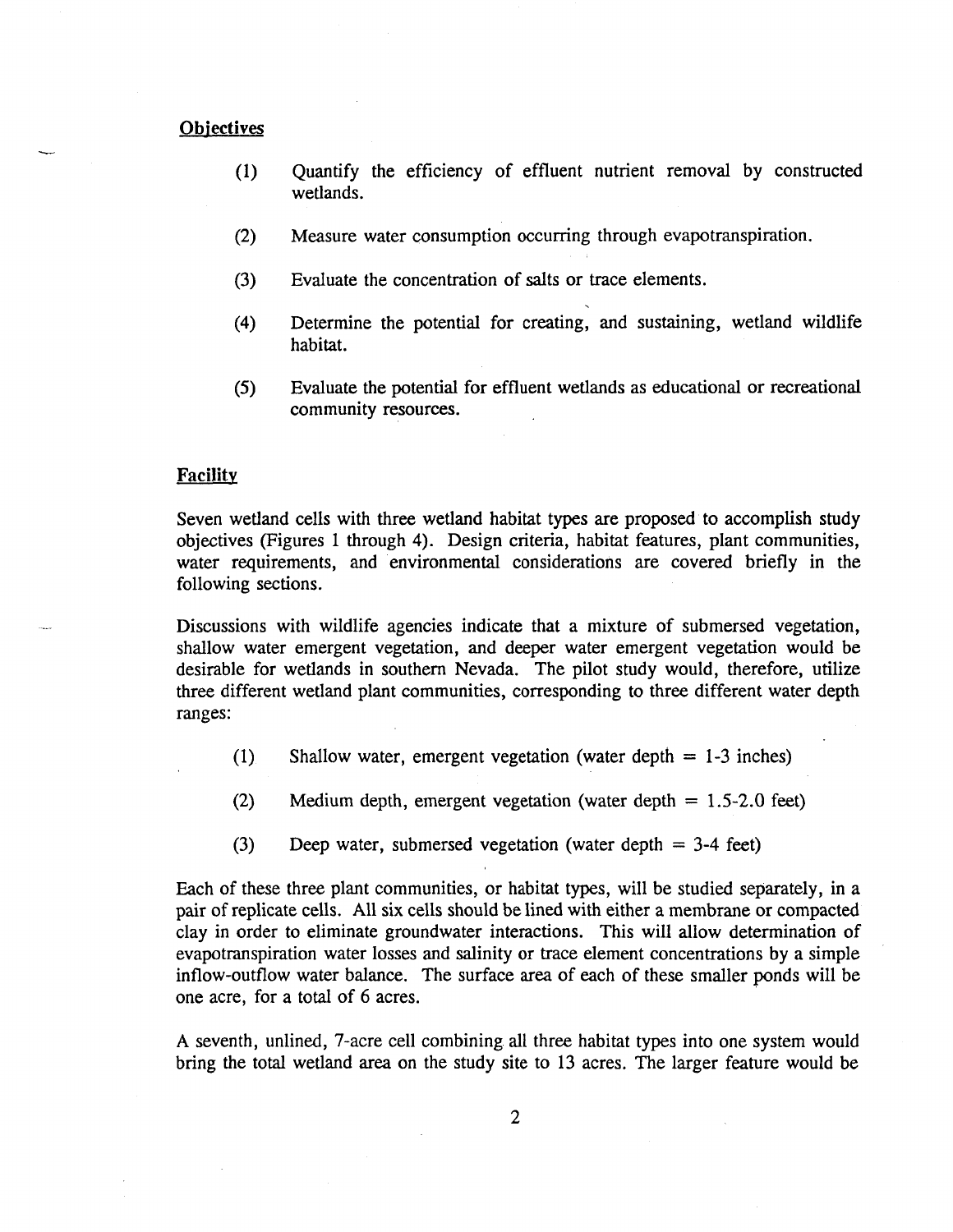## Objectives

(1) Quantify the efficiency of effluent nutrient removal by constructed wetlands.

(2) Measure water consumption occurring through evapotranspiration.

(3) Evaluate the concentration of salts or trace elements.

(4) Determine the potential for creating, and sustaining, wetland wildlife habitat.

(5) Evaluate the potential for effluent wetlands as educational or recreational community resources.

## Facility

Seven wetland cells with three wetland habitat types are proposed to accomplish study objectives (Figures 1 through 4). Design criteria, habitat features, plant communities, water requirements, and environmental considerations are covered briefly in the following sections.

Discussions with wildlife agencies indicate that a mixture of submersed vegetation, shallow water emergent vegetation, and deeper water emergent vegetation would be desirable for wetlands in southern Nevada. The pilot study would, therefore, utilize three different wetland plant communities, corresponding to three different water depth ranges:

(1) Shallow water, emergent vegetation (water depth = 1-3 inches)

(2) Medium depth, emergent vegetation (water depth = 1.5-2.0 feet)

(3) Deep water, submersed vegetation (water depth = 3-4 feet)

Each of these three plant communities, or habitat types, will be studied separately, in a pair of replicate cells. All six cells should be lined with either a membrane or compacted clay in order to eliminate groundwater interactions. This will allow determination of evapotranspiration water losses and salinity or trace element concentrations by a simple inflow-outflow water balance. The surface area of each of these smaller ponds will be one acre, for a total of 6 acres.

A seventh, unlined, 7-acre cell combining all three habitat types into one system would bring the total wetland area on the study site to 13 acres. The larger feature would be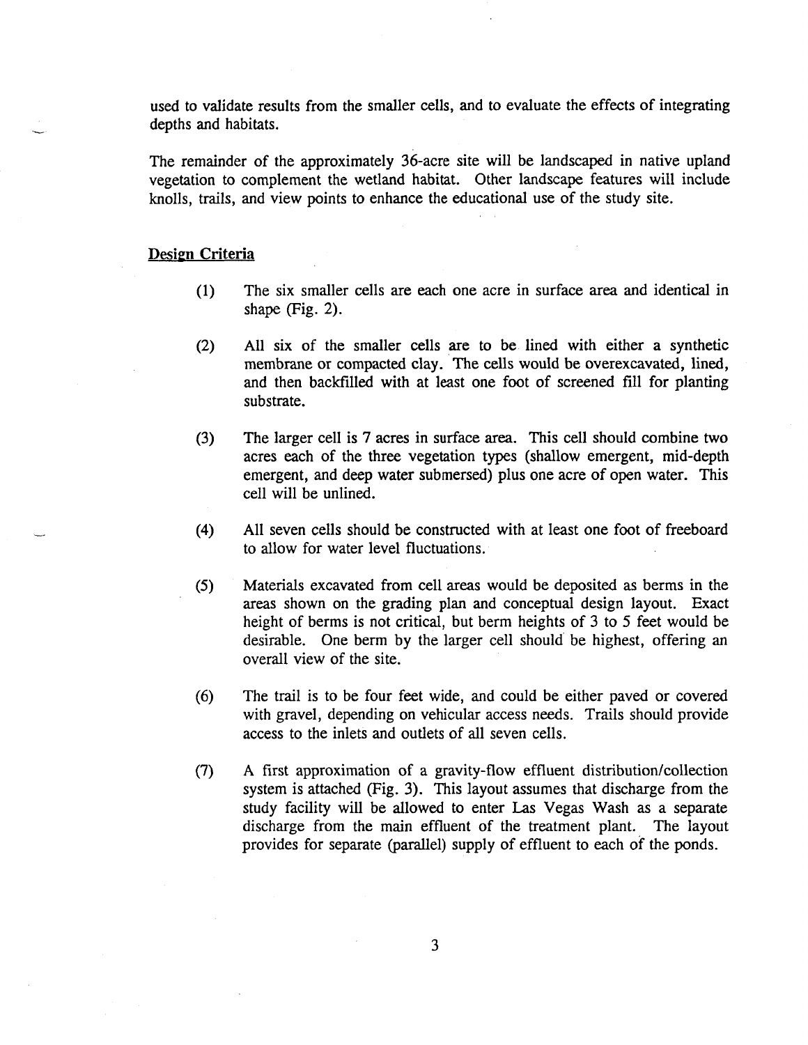used to validate results from the smaller cells, and to evaluate the effects of integrating depths and habitats.

The remainder of the approximately 36-acre site will be landscaped in native upland vegetation to complement the wetland habitat. Other landscape features will include knolls, trails, and view points to enhance the educational use of the study site.

## Design Criteria

(1) The six smaller cells are each one acre in surface area and identical in shape (Fig. 2).

(2) All six of the smaller cells are to be lined with either a synthetic membrane or compacted clay. The cells would be overexcavated, lined, and then backfilled with at least one foot of screened fill for planting substrate.

(3) The larger cell is 7 acres in surface area. This cell should combine two acres each of the three vegetation types (shallow emergent, mid-depth emergent, and deep water submersed) plus one acre of open water. This cell will be unlined.

(4) All seven cells should be constructed with at least one foot of freeboard to allow for water level fluctuations.

(5) Materials excavated from cell areas would be deposited as berms in the areas shown on the grading plan and conceptual design layout. Exact height of berms is not critical, but berm heights of 3 to 5 feet would be desirable. One berm by the larger cell should be highest, offering an overall view of the site.

(6) The trail is to be four feet wide, and could be either paved or covered with gravel, depending on vehicular access needs. Trails should provide access to the inlets and outlets of all seven cells.

(7) A first approximation of a gravity-flow effluent distribution/collection system is attached (Fig. 3). This layout assumes that discharge from the study facility will be allowed to enter Las Vegas Wash as a separate discharge from the main effluent of the treatment plant. The layout provides for separate (parallel) supply of effluent to each of the ponds.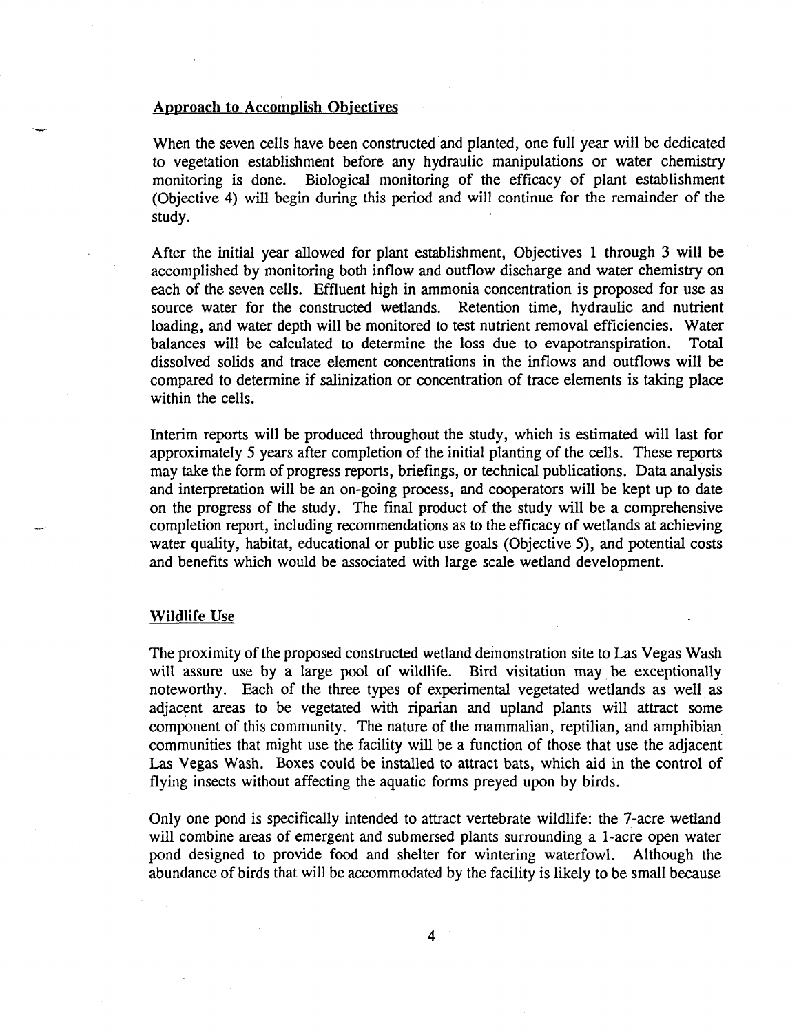## Approach to Accomplish Objectives

When the seven cells have been constructed and planted, one full year will be dedicated to vegetation establishment before any hydraulic manipulations or water chemistry monitoring is done. Biological monitoring of the efficacy of plant establishment (Objective 4) will begin during this period and will continue for the remainder of the study.

After the initial year allowed for plant establishment, Objectives 1 through 3 will be accomplished by monitoring both inflow and outflow discharge and water chemistry on each of the seven cells. Effluent high in ammonia concentration is proposed for use as source water for the constructed wetlands. Retention time, hydraulic and nutrient loading, and water depth will be monitored to test nutrient removal efficiencies. Water balances will be calculated to determine the loss due to evapotranspiration. Total dissolved solids and trace element concentrations in the inflows and outflows will be compared to determine if salinization or concentration of trace elements is taking place within the cells.

Interim reports will be produced throughout the study, which is estimated will last for approximately 5 years after completion of the initial planting of the cells. These reports may take the form of progress reports, briefings, or technical publications. Data analysis and interpretation will be an on-going process, and cooperators will be kept up to date on the progress of the study. The final product of the study will be a comprehensive completion report, including recommendations as to the efficacy of wetlands at achieving water quality, habitat, educational or public use goals (Objective 5), and potential costs and benefits which would be associated with large scale wetland development.

## Wildlife Use

The proximity of the proposed constructed wetland demonstration site to Las Vegas Wash will assure use by a large pool of wildlife. Bird visitation may be exceptionally noteworthy. Each of the three types of experimental vegetated wetlands as well as adjacent areas to be vegetated with riparian and upland plants will attract some component of this community. The nature of the mammalian, reptilian, and amphibian communities that might use the facility will be a function of those that use the adjacent Las Vegas Wash. Boxes could be installed to attract bats, which aid in the control of flying insects without affecting the aquatic forms preyed upon by birds.

Only one pond is specifically intended to attract vertebrate wildlife: the 7-acre wetland will combine areas of emergent and submersed plants surrounding a 1-acre open water pond designed to provide food and shelter for wintering waterfowl. Although the abundance of birds that will be accommodated by the facility is likely to be small because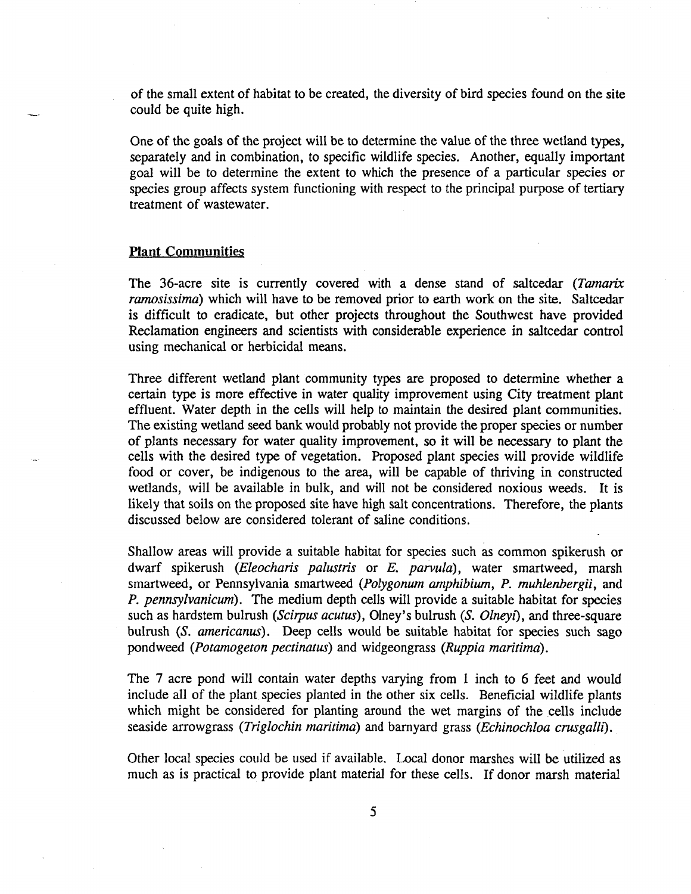of the small extent of habitat to be created, the diversity of bird species found on the site could be quite high.

One of the goals of the project will be to determine the value of the three wetland types, separately and in combination, to specific wildlife species. Another, equally important goal will be to determine the extent to which the presence of a particular species or species group affects system functioning with respect to the principal purpose of tertiary treatment of wastewater.

## Plant Communities

The 36-acre site is currently covered with a dense stand of saltcedar (*Tamarix ramosissima*) which will have to be removed prior to earth work on the site. Saltcedar is difficult to eradicate, but other projects throughout the Southwest have provided Reclamation engineers and scientists with considerable experience in saltcedar control using mechanical or herbicidal means.

Three different wetland plant community types are proposed to determine whether a certain type is more effective in water quality improvement using City treatment plant effluent. Water depth in the cells will help to maintain the desired plant communities. The existing wetland seed bank would probably not provide the proper species or number of plants necessary for water quality improvement, so it will be necessary to plant the cells with the desired type of vegetation. Proposed plant species will provide wildlife food or cover, be indigenous to the area, will be capable of thriving in constructed wetlands, will be available in bulk, and will not be considered noxious weeds. It is likely that soils on the proposed site have high salt concentrations. Therefore, the plants discussed below are considered tolerant of saline conditions.

Shallow areas will provide a suitable habitat for species such as common spikerush or dwarf spikerush (*Eleocharis palustris* or *E. parvula*), water smartweed, marsh smartweed, or Pennsylvania smartweed (*Polygonum amphibium*, *P. muhlenbergii*, and *P. pennsylvanicum*). The medium depth cells will provide a suitable habitat for species such as hardstem bulrush (*Scirpus acutus*), Olney's bulrush (*S. Olneyi*), and three-square bulrush (*S. americanus*). Deep cells would be suitable habitat for species such sago pondweed (*Potamogeton pectinatus*) and widgeongrass (*Ruppia maritima*).

The 7 acre pond will contain water depths varying from 1 inch to 6 feet and would include all of the plant species planted in the other six cells. Beneficial wildlife plants which might be considered for planting around the wet margins of the cells include seaside arrowgrass (*Triglochin maritima*) and barnyard grass (*Echinochloa crusgalli*).

Other local species could be used if available. Local donor marshes will be utilized as much as is practical to provide plant material for these cells. If donor marsh material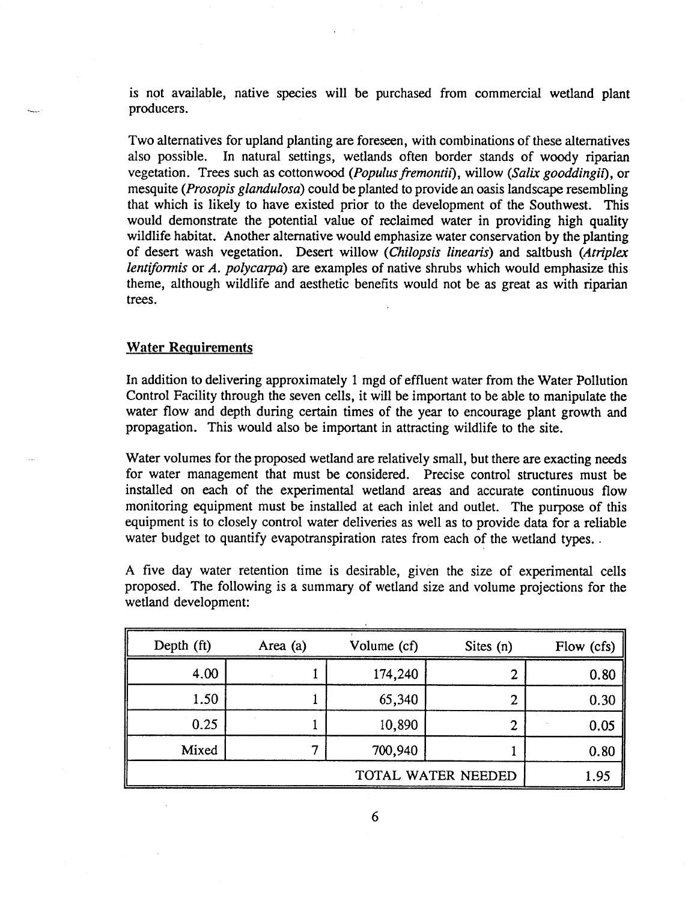is not available, native species will be purchased from commercial wetland plant producers.

Two alternatives for upland planting are foreseen, with combinations of these alternatives also possible. In natural settings, wetlands often border stands of woody riparian vegetation. Trees such as cottonwood (*Populus fremontii*), willow (*Salix gooddingii*), or mesquite (*Prosopis glandulosa*) could be planted to provide an oasis landscape resembling that which is likely to have existed prior to the development of the Southwest. This would demonstrate the potential value of reclaimed water in providing high quality wildlife habitat. Another alternative would emphasize water conservation by the planting of desert wash vegetation. Desert willow (*Chilopsis linearis*) and saltbush (*Atriplex lentiformis* or *A. polycarpa*) are examples of native shrubs which would emphasize this theme, although wildlife and aesthetic benefits would not be as great as with riparian trees.

## Water Requirements

In addition to delivering approximately 1 mgd of effluent water from the Water Pollution Control Facility through the seven cells, it will be important to be able to manipulate the water flow and depth during certain times of the year to encourage plant growth and propagation. This would also be important in attracting wildlife to the site.

Water volumes for the proposed wetland are relatively small, but there are exacting needs for water management that must be considered. Precise control structures must be installed on each of the experimental wetland areas and accurate continuous flow monitoring equipment must be installed at each inlet and outlet. The purpose of this equipment is to closely control water deliveries as well as to provide data for a reliable water budget to quantify evapotranspiration rates from each of the wetland types.

A five day water retention time is desirable, given the size of experimental cells proposed. The following is a summary of wetland size and volume projections for the wetland development:

| Depth (ft) | Area (a) | Volume (cf) | Sites (n) | Flow (cfs) |
|---|---|---|---|---|
| 4.00 | 1 | 174,240 | 2 | 0.80 |
| 1.50 | 1 | 65,340 | 2 | 0.30 |
| 0.25 | 1 | 10,890 | 2 | 0.05 |
| Mixed | 7 | 700,940 | 1 | 0.80 |
| | | | TOTAL WATER NEEDED | 1.95 |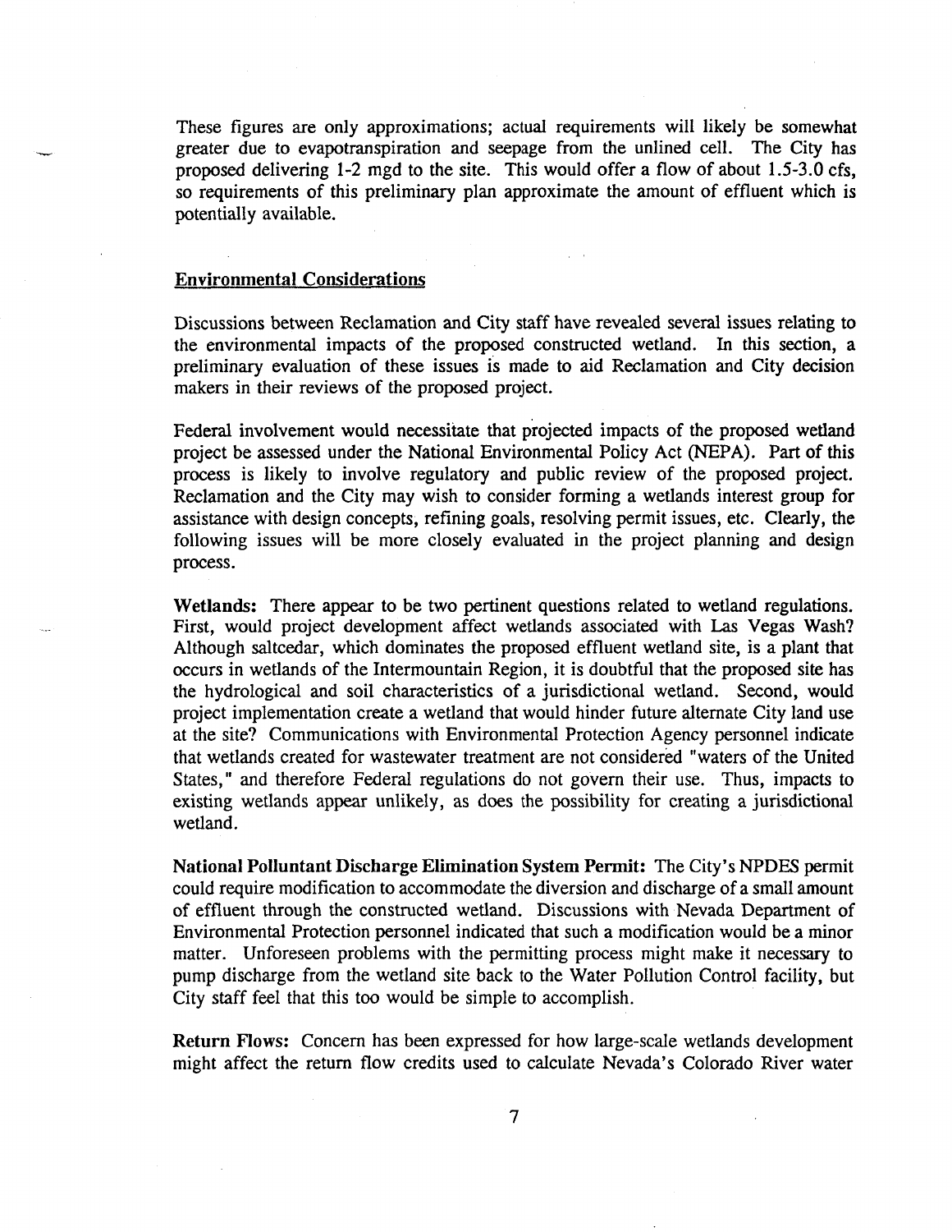These figures are only approximations; actual requirements will likely be somewhat greater due to evapotranspiration and seepage from the unlined cell. The City has proposed delivering 1-2 mgd to the site. This would offer a flow of about 1.5-3.0 cfs, so requirements of this preliminary plan approximate the amount of effluent which is potentially available.

## Environmental Considerations

Discussions between Reclamation and City staff have revealed several issues relating to the environmental impacts of the proposed constructed wetland. In this section, a preliminary evaluation of these issues is made to aid Reclamation and City decision makers in their reviews of the proposed project.

Federal involvement would necessitate that projected impacts of the proposed wetland project be assessed under the National Environmental Policy Act (NEPA). Part of this process is likely to involve regulatory and public review of the proposed project. Reclamation and the City may wish to consider forming a wetlands interest group for assistance with design concepts, refining goals, resolving permit issues, etc. Clearly, the following issues will be more closely evaluated in the project planning and design process.

**Wetlands:** There appear to be two pertinent questions related to wetland regulations. First, would project development affect wetlands associated with Las Vegas Wash? Although saltcedar, which dominates the proposed effluent wetland site, is a plant that occurs in wetlands of the Intermountain Region, it is doubtful that the proposed site has the hydrological and soil characteristics of a jurisdictional wetland. Second, would project implementation create a wetland that would hinder future alternate City land use at the site? Communications with Environmental Protection Agency personnel indicate that wetlands created for wastewater treatment are not considered "waters of the United States," and therefore Federal regulations do not govern their use. Thus, impacts to existing wetlands appear unlikely, as does the possibility for creating a jurisdictional wetland.

**National Polluntant Discharge Elimination System Permit:** The City's NPDES permit could require modification to accommodate the diversion and discharge of a small amount of effluent through the constructed wetland. Discussions with Nevada Department of Environmental Protection personnel indicated that such a modification would be a minor matter. Unforeseen problems with the permitting process might make it necessary to pump discharge from the wetland site back to the Water Pollution Control facility, but City staff feel that this too would be simple to accomplish.

**Return Flows:** Concern has been expressed for how large-scale wetlands development might affect the return flow credits used to calculate Nevada's Colorado River water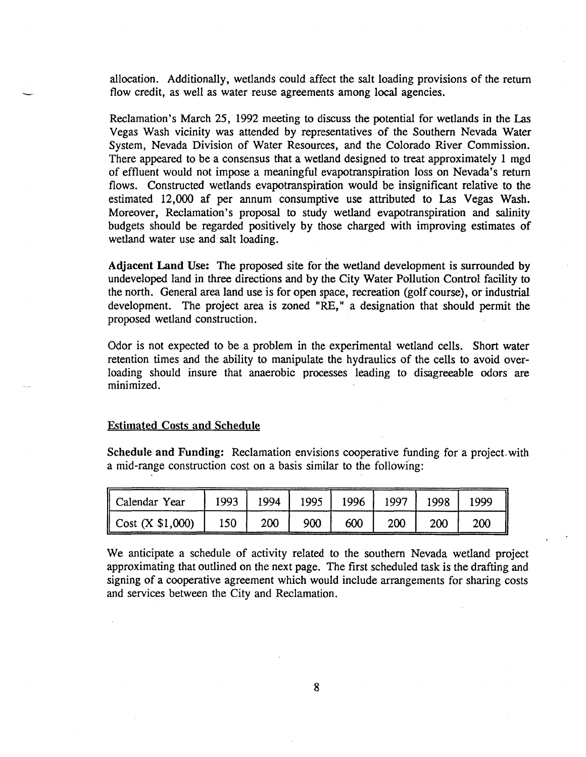allocation. Additionally, wetlands could affect the salt loading provisions of the return flow credit, as well as water reuse agreements among local agencies.

Reclamation's March 25, 1992 meeting to discuss the potential for wetlands in the Las Vegas Wash vicinity was attended by representatives of the Southern Nevada Water System, Nevada Division of Water Resources, and the Colorado River Commission. There appeared to be a consensus that a wetland designed to treat approximately 1 mgd of effluent would not impose a meaningful evapotranspiration loss on Nevada's return flows. Constructed wetlands evapotranspiration would be insignificant relative to the estimated 12,000 af per annum consumptive use attributed to Las Vegas Wash. Moreover, Reclamation's proposal to study wetland evapotranspiration and salinity budgets should be regarded positively by those charged with improving estimates of wetland water use and salt loading.

**Adjacent Land Use:** The proposed site for the wetland development is surrounded by undeveloped land in three directions and by the City Water Pollution Control facility to the north. General area land use is for open space, recreation (golf course), or industrial development. The project area is zoned "RE," a designation that should permit the proposed wetland construction.

Odor is not expected to be a problem in the experimental wetland cells. Short water retention times and the ability to manipulate the hydraulics of the cells to avoid overloading should insure that anaerobic processes leading to disagreeable odors are minimized.

## Estimated Costs and Schedule

**Schedule and Funding:** Reclamation envisions cooperative funding for a project with a mid-range construction cost on a basis similar to the following:

| Calendar Year | 1993 | 1994 | 1995 | 1996 | 1997 | 1998 | 1999 |
|---|---|---|---|---|---|---|---|
| Cost (X $1,000) | 150 | 200 | 900 | 600 | 200 | 200 | 200 |

We anticipate a schedule of activity related to the southern Nevada wetland project approximating that outlined on the next page. The first scheduled task is the drafting and signing of a cooperative agreement which would include arrangements for sharing costs and services between the City and Reclamation.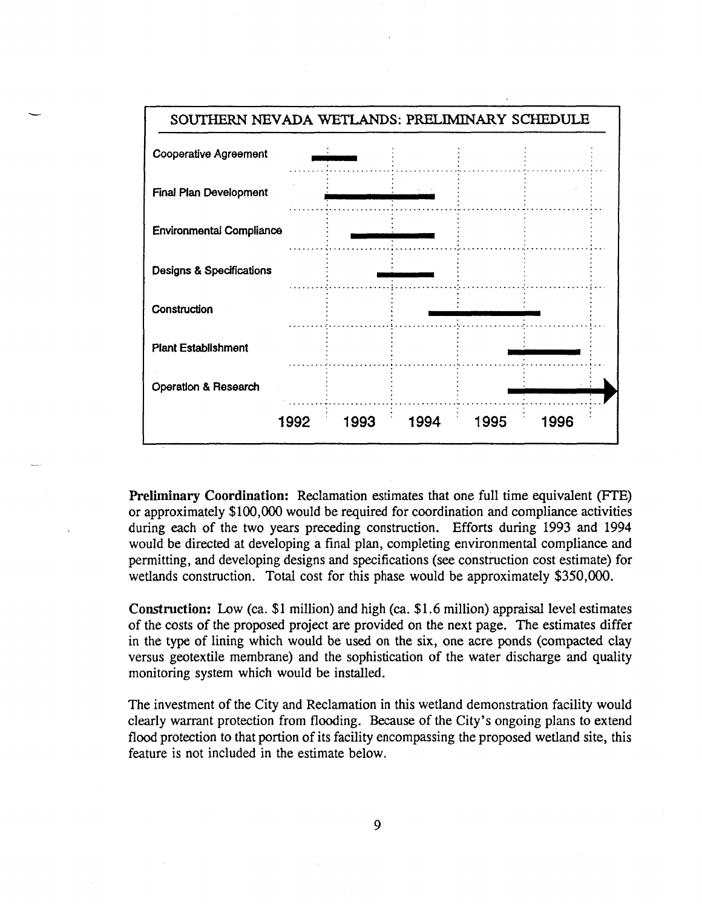## SOUTHERN NEVADA WETLANDS: PRELIMINARY SCHEDULE

| Task | 1992 | 1993 | 1994 | 1995 | 1996 |
|---|---|---|---|---|---|
| Cooperative Agreement | | | | | |
| Final Plan Development | | | | | |
| Environmental Compliance | | | | | |
| Designs & Specifications | | | | | |
| Construction | | | | | |
| Plant Establishment | | | | | |
| Operation & Research | | | | | |

**Preliminary Coordination:** Reclamation estimates that one full time equivalent (FTE) or approximately $100,000 would be required for coordination and compliance activities during each of the two years preceding construction. Efforts during 1993 and 1994 would be directed at developing a final plan, completing environmental compliance and permitting, and developing designs and specifications (see construction cost estimate) for wetlands construction. Total cost for this phase would be approximately $350,000.

**Construction:** Low (ca. $1 million) and high (ca. $1.6 million) appraisal level estimates of the costs of the proposed project are provided on the next page. The estimates differ in the type of lining which would be used on the six, one acre ponds (compacted clay versus geotextile membrane) and the sophistication of the water discharge and quality monitoring system which would be installed.

The investment of the City and Reclamation in this wetland demonstration facility would clearly warrant protection from flooding. Because of the City's ongoing plans to extend flood protection to that portion of its facility encompassing the proposed wetland site, this feature is not included in the estimate below.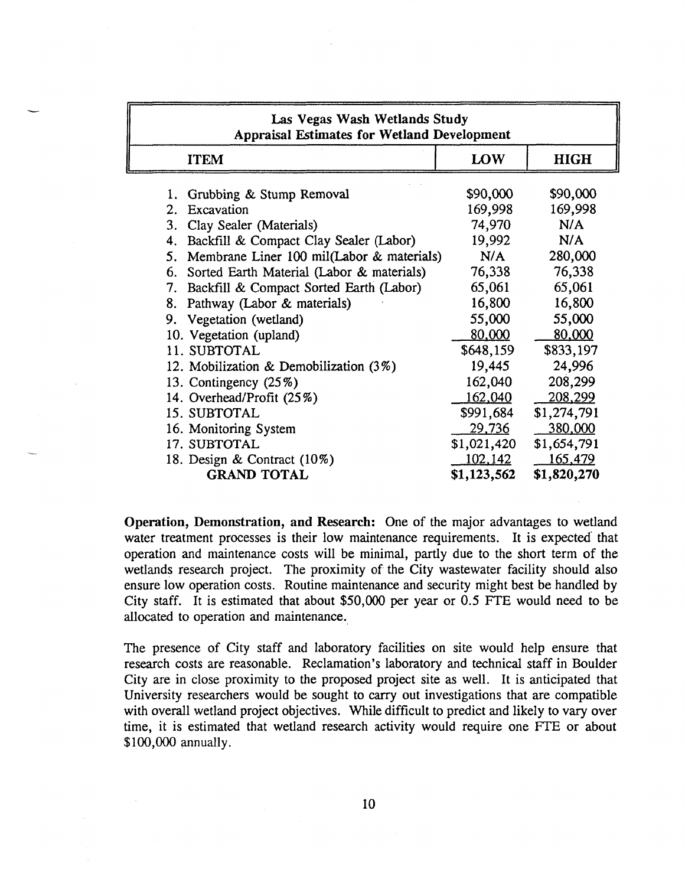| Las Vegas Wash Wetlands Study<br>Appraisal Estimates for Wetland Development | | |
|---|---|---|
| **ITEM** | **LOW** | **HIGH** |
| 1. Grubbing & Stump Removal | $90,000 | $90,000 |
| 2. Excavation | 169,998 | 169,998 |
| 3. Clay Sealer (Materials) | 74,970 | N/A |
| 4. Backfill & Compact Clay Sealer (Labor) | 19,992 | N/A |
| 5. Membrane Liner 100 mil(Labor & materials) | N/A | 280,000 |
| 6. Sorted Earth Material (Labor & materials) | 76,338 | 76,338 |
| 7. Backfill & Compact Sorted Earth (Labor) | 65,061 | 65,061 |
| 8. Pathway (Labor & materials) | 16,800 | 16,800 |
| 9. Vegetation (wetland) | 55,000 | 55,000 |
| 10. Vegetation (upland) | 80,000 | 80,000 |
| 11. SUBTOTAL | $648,159 | $833,197 |
| 12. Mobilization & Demobilization (3%) | 19,445 | 24,996 |
| 13. Contingency (25%) | 162,040 | 208,299 |
| 14. Overhead/Profit (25%) | 162,040 | 208,299 |
| 15. SUBTOTAL | $991,684 | $1,274,791 |
| 16. Monitoring System | 29,736 | 380,000 |
| 17. SUBTOTAL | $1,021,420 | $1,654,791 |
| 18. Design & Contract (10%) | 102,142 | 165,479 |
| **GRAND TOTAL** | **$1,123,562** | **$1,820,270** |

**Operation, Demonstration, and Research:** One of the major advantages to wetland water treatment processes is their low maintenance requirements. It is expected that operation and maintenance costs will be minimal, partly due to the short term of the wetlands research project. The proximity of the City wastewater facility should also ensure low operation costs. Routine maintenance and security might best be handled by City staff. It is estimated that about $50,000 per year or 0.5 FTE would need to be allocated to operation and maintenance.

The presence of City staff and laboratory facilities on site would help ensure that research costs are reasonable. Reclamation's laboratory and technical staff in Boulder City are in close proximity to the proposed project site as well. It is anticipated that University researchers would be sought to carry out investigations that are compatible with overall wetland project objectives. While difficult to predict and likely to vary over time, it is estimated that wetland research activity would require one FTE or about $100,000 annually.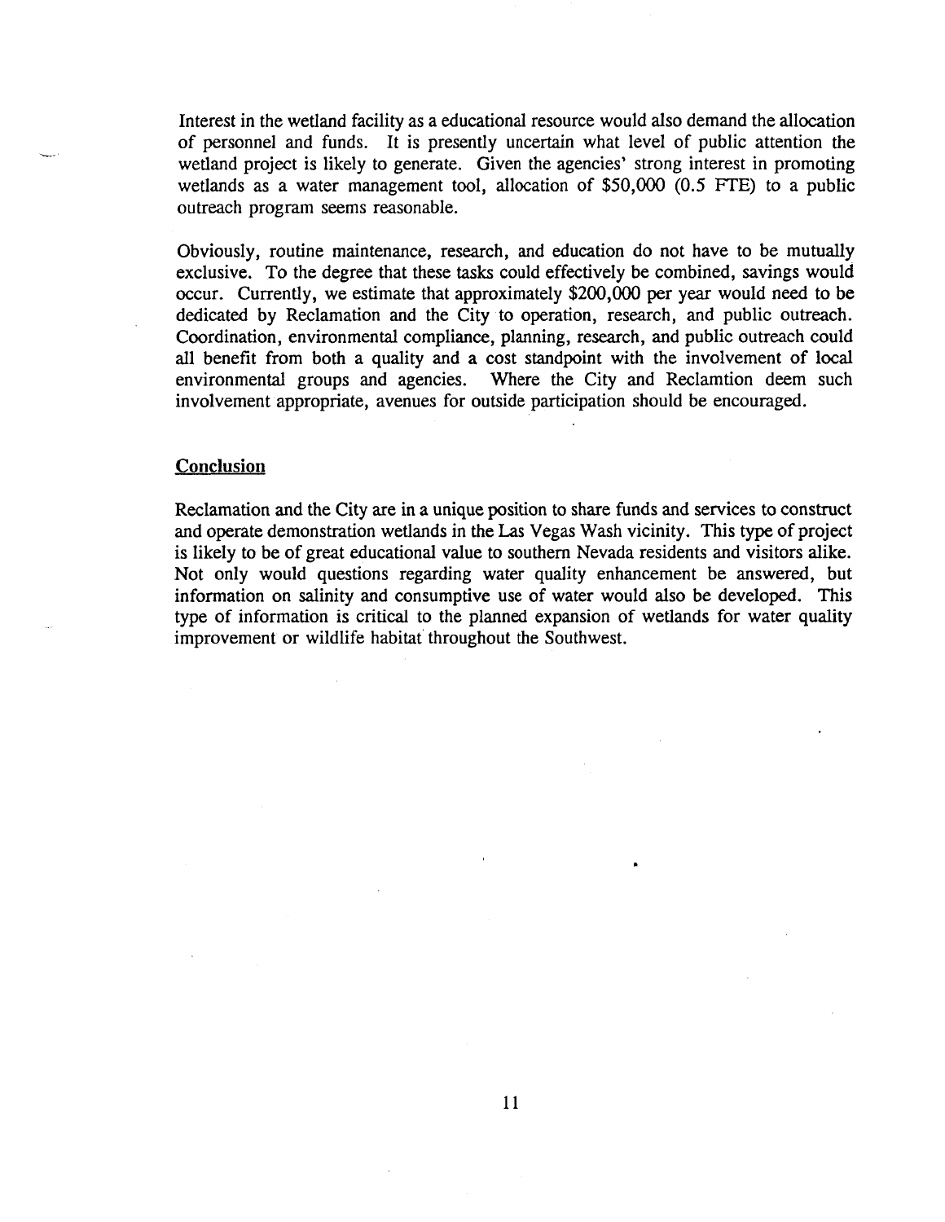Interest in the wetland facility as a educational resource would also demand the allocation of personnel and funds. It is presently uncertain what level of public attention the wetland project is likely to generate. Given the agencies' strong interest in promoting wetlands as a water management tool, allocation of $50,000 (0.5 FTE) to a public outreach program seems reasonable.

Obviously, routine maintenance, research, and education do not have to be mutually exclusive. To the degree that these tasks could effectively be combined, savings would occur. Currently, we estimate that approximately $200,000 per year would need to be dedicated by Reclamation and the City to operation, research, and public outreach. Coordination, environmental compliance, planning, research, and public outreach could all benefit from both a quality and a cost standpoint with the involvement of local environmental groups and agencies. Where the City and Reclamtion deem such involvement appropriate, avenues for outside participation should be encouraged.

## Conclusion

Reclamation and the City are in a unique position to share funds and services to construct and operate demonstration wetlands in the Las Vegas Wash vicinity. This type of project is likely to be of great educational value to southern Nevada residents and visitors alike. Not only would questions regarding water quality enhancement be answered, but information on salinity and consumptive use of water would also be developed. This type of information is critical to the planned expansion of wetlands for water quality improvement or wildlife habitat throughout the Southwest.